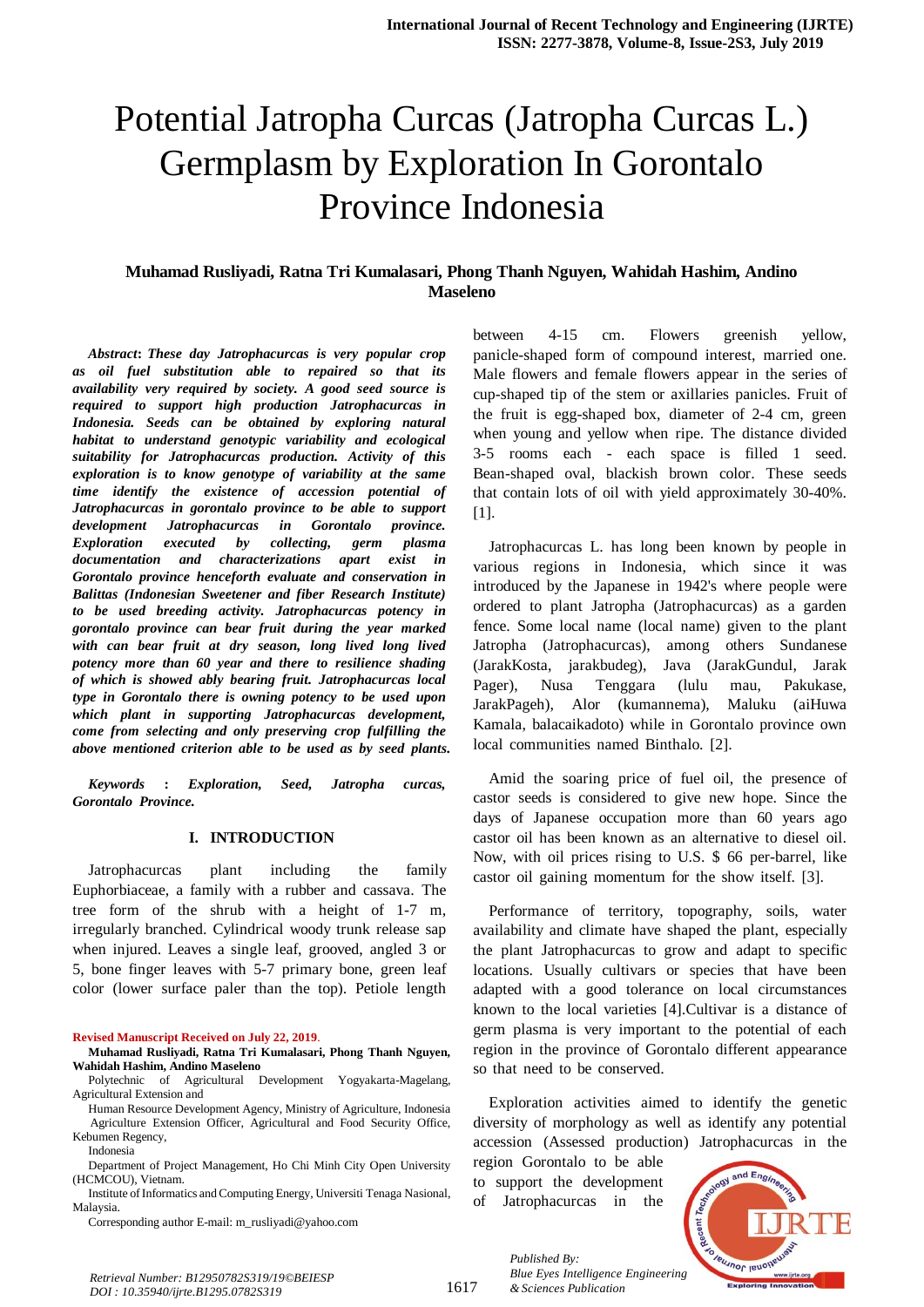# Potential Jatropha Curcas (Jatropha Curcas L.) Germplasm by Exploration In Gorontalo Province Indonesia

**Muhamad Rusliyadi, Ratna Tri Kumalasari, Phong Thanh Nguyen, Wahidah Hashim, Andino Maseleno**

***Abstract*: *These day Jatrophacurcas is very popular crop as oil fuel substitution able to repaired so that its availability very required by society. A good seed source is required to support high production Jatrophacurcas in Indonesia. Seeds can be obtained by exploring natural habitat to understand genotypic variability and ecological suitability for Jatrophacurcas production. Activity of this exploration is to know genotype of variability at the same time identify the existence of accession potential of Jatrophacurcas in gorontalo province to be able to support development Jatrophacurcas in Gorontalo province. Exploration executed by collecting, germ plasma documentation and characterizations apart exist in Gorontalo province henceforth evaluate and conservation in Balittas (Indonesian Sweetener and fiber Research Institute) to be used breeding activity. Jatrophacurcas potency in gorontalo province can bear fruit during the year marked with can bear fruit at dry season, long lived long lived potency more than 60 year and there to resilience shading of which is showed ably bearing fruit. Jatrophacurcas local type in Gorontalo there is owning potency to be used upon which plant in supporting Jatrophacurcas development, come from selecting and only preserving crop fulfilling the above mentioned criterion able to be used as by seed plants.***

***Keywords* : *Exploration, Seed, Jatropha curcas, Gorontalo Province.***

## I. INTRODUCTION

Jatrophacurcas plant including the family Euphorbiaceae, a family with a rubber and cassava. The tree form of the shrub with a height of 1-7 m, irregularly branched. Cylindrical woody trunk release sap when injured. Leaves a single leaf, grooved, angled 3 or 5, bone finger leaves with 5-7 primary bone, green leaf color (lower surface paler than the top). Petiole length between 4-15 cm. Flowers greenish yellow, panicle-shaped form of compound interest, married one. Male flowers and female flowers appear in the series of cup-shaped tip of the stem or axillaries panicles. Fruit of the fruit is egg-shaped box, diameter of 2-4 cm, green when young and yellow when ripe. The distance divided 3-5 rooms each - each space is filled 1 seed. Bean-shaped oval, blackish brown color. These seeds that contain lots of oil with yield approximately 30-40%. [1].

Jatrophacurcas L. has long been known by people in various regions in Indonesia, which since it was introduced by the Japanese in 1942's where people were ordered to plant Jatropha (Jatrophacurcas) as a garden fence. Some local name (local name) given to the plant Jatropha (Jatrophacurcas), among others Sundanese (JarakKosta, jarakbudeg), Java (JarakGundul, Jarak Pager), Nusa Tenggara (lulu mau, Pakukase, JarakPageh), Alor (kumannema), Maluku (aiHuwa Kamala, balacaikadoto) while in Gorontalo province own local communities named Binthalo. [2].

Amid the soaring price of fuel oil, the presence of castor seeds is considered to give new hope. Since the days of Japanese occupation more than 60 years ago castor oil has been known as an alternative to diesel oil. Now, with oil prices rising to U.S. $ 66 per-barrel, like castor oil gaining momentum for the show itself. [3].

Performance of territory, topography, soils, water availability and climate have shaped the plant, especially the plant Jatrophacurcas to grow and adapt to specific locations. Usually cultivars or species that have been adapted with a good tolerance on local circumstances known to the local varieties [4].Cultivar is a distance of germ plasma is very important to the potential of each region in the province of Gorontalo different appearance so that need to be conserved.

Exploration activities aimed to identify the genetic diversity of morphology as well as identify any potential accession (Assessed production) Jatrophacurcas in the region Gorontalo to be able to support the development of Jatrophacurcas in the

---

**Revised Manuscript Received on July 22, 2019.**

**Muhamad Rusliyadi, Ratna Tri Kumalasari, Phong Thanh Nguyen, Wahidah Hashim, Andino Maseleno**

Polytechnic of Agricultural Development Yogyakarta-Magelang, Agricultural Extension and

Human Resource Development Agency, Ministry of Agriculture, Indonesia
Agriculture Extension Officer, Agricultural and Food Security Office, Kebumen Regency,

Indonesia

Department of Project Management, Ho Chi Minh City Open University (HCMCOU), Vietnam.

Institute of Informatics and Computing Energy, Universiti Tenaga Nasional, Malaysia.

Corresponding author E-mail: m_rusliyadi@yahoo.com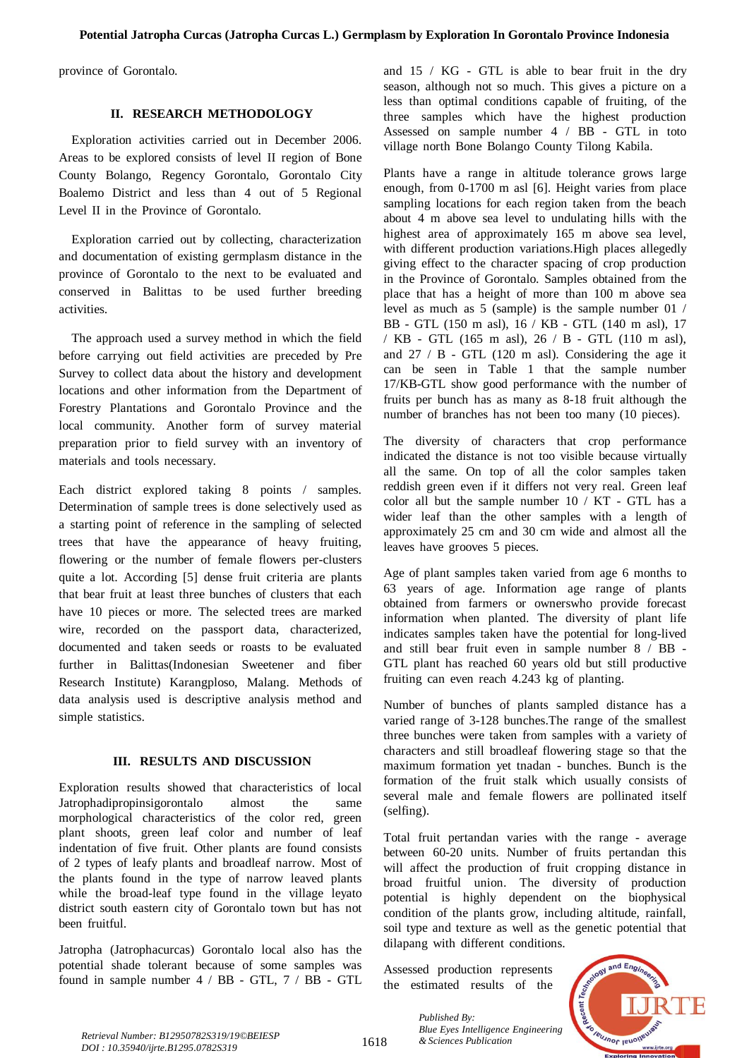province of Gorontalo.

## II. RESEARCH METHODOLOGY

Exploration activities carried out in December 2006. Areas to be explored consists of level II region of Bone County Bolango, Regency Gorontalo, Gorontalo City Boalemo District and less than 4 out of 5 Regional Level II in the Province of Gorontalo.

Exploration carried out by collecting, characterization and documentation of existing germplasm distance in the province of Gorontalo to the next to be evaluated and conserved in Balittas to be used further breeding activities.

The approach used a survey method in which the field before carrying out field activities are preceded by Pre Survey to collect data about the history and development locations and other information from the Department of Forestry Plantations and Gorontalo Province and the local community. Another form of survey material preparation prior to field survey with an inventory of materials and tools necessary.

Each district explored taking 8 points / samples. Determination of sample trees is done selectively used as a starting point of reference in the sampling of selected trees that have the appearance of heavy fruiting, flowering or the number of female flowers per-clusters quite a lot. According [5] dense fruit criteria are plants that bear fruit at least three bunches of clusters that each have 10 pieces or more. The selected trees are marked wire, recorded on the passport data, characterized, documented and taken seeds or roasts to be evaluated further in Balittas(Indonesian Sweetener and fiber Research Institute) Karangploso, Malang. Methods of data analysis used is descriptive analysis method and simple statistics.

## III. RESULTS AND DISCUSSION

Exploration results showed that characteristics of local Jatrophadipropinsigorontalo almost the same morphological characteristics of the color red, green plant shoots, green leaf color and number of leaf indentation of five fruit. Other plants are found consists of 2 types of leafy plants and broadleaf narrow. Most of the plants found in the type of narrow leaved plants while the broad-leaf type found in the village leyato district south eastern city of Gorontalo town but has not been fruitful.

Jatropha (Jatrophacurcas) Gorontalo local also has the potential shade tolerant because of some samples was found in sample number 4 / BB - GTL, 7 / BB - GTL and 15 / KG - GTL is able to bear fruit in the dry season, although not so much. This gives a picture on a less than optimal conditions capable of fruiting, of the three samples which have the highest production Assessed on sample number 4 / BB - GTL in toto village north Bone Bolango County Tilong Kabila.

Plants have a range in altitude tolerance grows large enough, from 0-1700 m asl [6]. Height varies from place sampling locations for each region taken from the beach about 4 m above sea level to undulating hills with the highest area of approximately 165 m above sea level, with different production variations.High places allegedly giving effect to the character spacing of crop production in the Province of Gorontalo. Samples obtained from the place that has a height of more than 100 m above sea level as much as 5 (sample) is the sample number 01 / BB - GTL (150 m asl), 16 / KB - GTL (140 m asl), 17 / KB - GTL (165 m asl), 26 / B - GTL (110 m asl), and 27 / B - GTL (120 m asl). Considering the age it can be seen in Table 1 that the sample number 17/KB-GTL show good performance with the number of fruits per bunch has as many as 8-18 fruit although the number of branches has not been too many (10 pieces).

The diversity of characters that crop performance indicated the distance is not too visible because virtually all the same. On top of all the color samples taken reddish green even if it differs not very real. Green leaf color all but the sample number 10 / KT - GTL has a wider leaf than the other samples with a length of approximately 25 cm and 30 cm wide and almost all the leaves have grooves 5 pieces.

Age of plant samples taken varied from age 6 months to 63 years of age. Information age range of plants obtained from farmers or ownerswho provide forecast information when planted. The diversity of plant life indicates samples taken have the potential for long-lived and still bear fruit even in sample number 8 / BB - GTL plant has reached 60 years old but still productive fruiting can even reach 4.243 kg of planting.

Number of bunches of plants sampled distance has a varied range of 3-128 bunches.The range of the smallest three bunches were taken from samples with a variety of characters and still broadleaf flowering stage so that the maximum formation yet tnadan - bunches. Bunch is the formation of the fruit stalk which usually consists of several male and female flowers are pollinated itself (selfing).

Total fruit pertandan varies with the range - average between 60-20 units. Number of fruits pertandan this will affect the production of fruit cropping distance in broad fruitful union. The diversity of production potential is highly dependent on the biophysical condition of the plants grow, including altitude, rainfall, soil type and texture as well as the genetic potential that dilapang with different conditions.

Assessed production represents the estimated results of the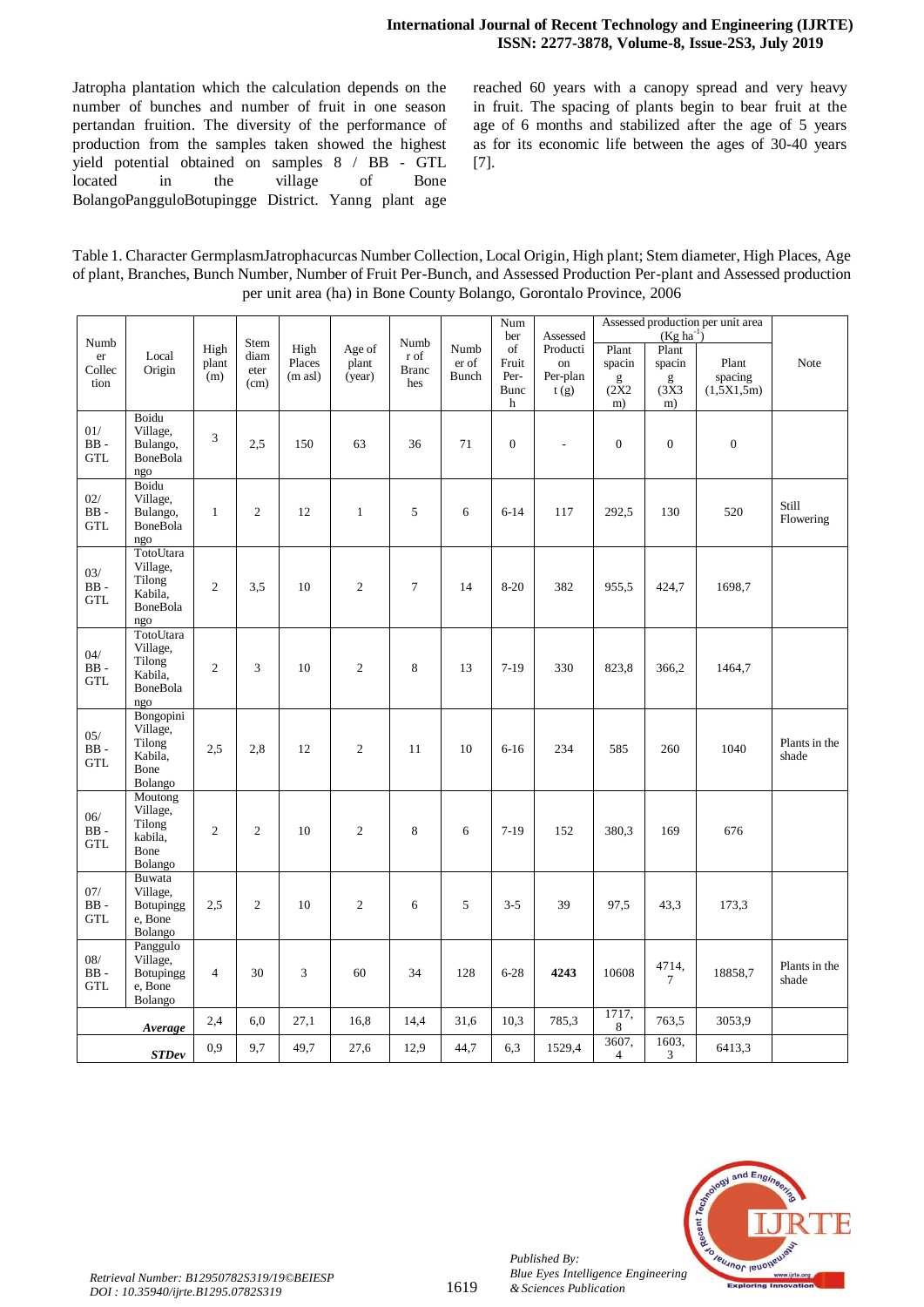Jatropha plantation which the calculation depends on the number of bunches and number of fruit in one season pertandan fruition. The diversity of the performance of production from the samples taken showed the highest yield potential obtained on samples 8 / BB - GTL located in the village of Bone BolangoPangguloBotupingge District. Yanng plant age reached 60 years with a canopy spread and very heavy in fruit. The spacing of plants begin to bear fruit at the age of 6 months and stabilized after the age of 5 years as for its economic life between the ages of 30-40 years [7].

Table 1. Character GermplasmJatrophacurcas Number Collection, Local Origin, High plant; Stem diameter, High Places, Age of plant, Branches, Bunch Number, Number of Fruit Per-Bunch, and Assessed Production Per-plant and Assessed production per unit area (ha) in Bone County Bolango, Gorontalo Province, 2006

| Number Collection | Local Origin | High plant (m) | Stem diameter (cm) | High Places (m asl) | Age of plant (year) | Number of Branches | Number of Bunch | Number of Fruit Per-Bunch | Assessed Production Per-plant (g) | Assessed production per unit area (Kg ha$^{-1}$) | | | Note |
|---|---|---|---|---|---|---|---|---|---|---|---|---|---|
| | | | | | | | | | | Plant spacing (2X2 m) | Plant spacing (3X3 m) | Plant spacing (1,5X1,5m) | |
| 01/ BB - GTL | Boidu Village, Bulango, BoneBolango | 3 | 2,5 | 150 | 63 | 36 | 71 | 0 | - | 0 | 0 | 0 | |
| 02/ BB - GTL | Boidu Village, Bulango, BoneBolango | 1 | 2 | 12 | 1 | 5 | 6 | 6-14 | 117 | 292,5 | 130 | 520 | Still Flowering |
| 03/ BB - GTL | TotoUtara Village, Tilong Kabila, BoneBolango | 2 | 3,5 | 10 | 2 | 7 | 14 | 8-20 | 382 | 955,5 | 424,7 | 1698,7 | |
| 04/ BB - GTL | TotoUtara Village, Tilong Kabila, BoneBolango | 2 | 3 | 10 | 2 | 8 | 13 | 7-19 | 330 | 823,8 | 366,2 | 1464,7 | |
| 05/ BB - GTL | Bongopini Village, Tilong Kabila, Bone Bolango | 2,5 | 2,8 | 12 | 2 | 11 | 10 | 6-16 | 234 | 585 | 260 | 1040 | Plants in the shade |
| 06/ BB - GTL | Moutong Village, Tilong kabila, Bone Bolango | 2 | 2 | 10 | 2 | 8 | 6 | 7-19 | 152 | 380,3 | 169 | 676 | |
| 07/ BB - GTL | Buwata Village, Botupingge, Bone Bolango | 2,5 | 2 | 10 | 2 | 6 | 5 | 3-5 | 39 | 97,5 | 43,3 | 173,3 | |
| 08/ BB - GTL | Panggulo Village, Botupingge, Bone Bolango | 4 | 30 | 3 | 60 | 34 | 128 | 6-28 | **4243** | 10608 | 4714,7 | 18858,7 | Plants in the shade |
| ***Average*** | | 2,4 | 6,0 | 27,1 | 16,8 | 14,4 | 31,6 | 10,3 | 785,3 | 1717,8 | 763,5 | 3053,9 | |
| ***STDev*** | | 0,9 | 9,7 | 49,7 | 27,6 | 12,9 | 44,7 | 6,3 | 1529,4 | 3607,4 | 1603,3 | 6413,3 | |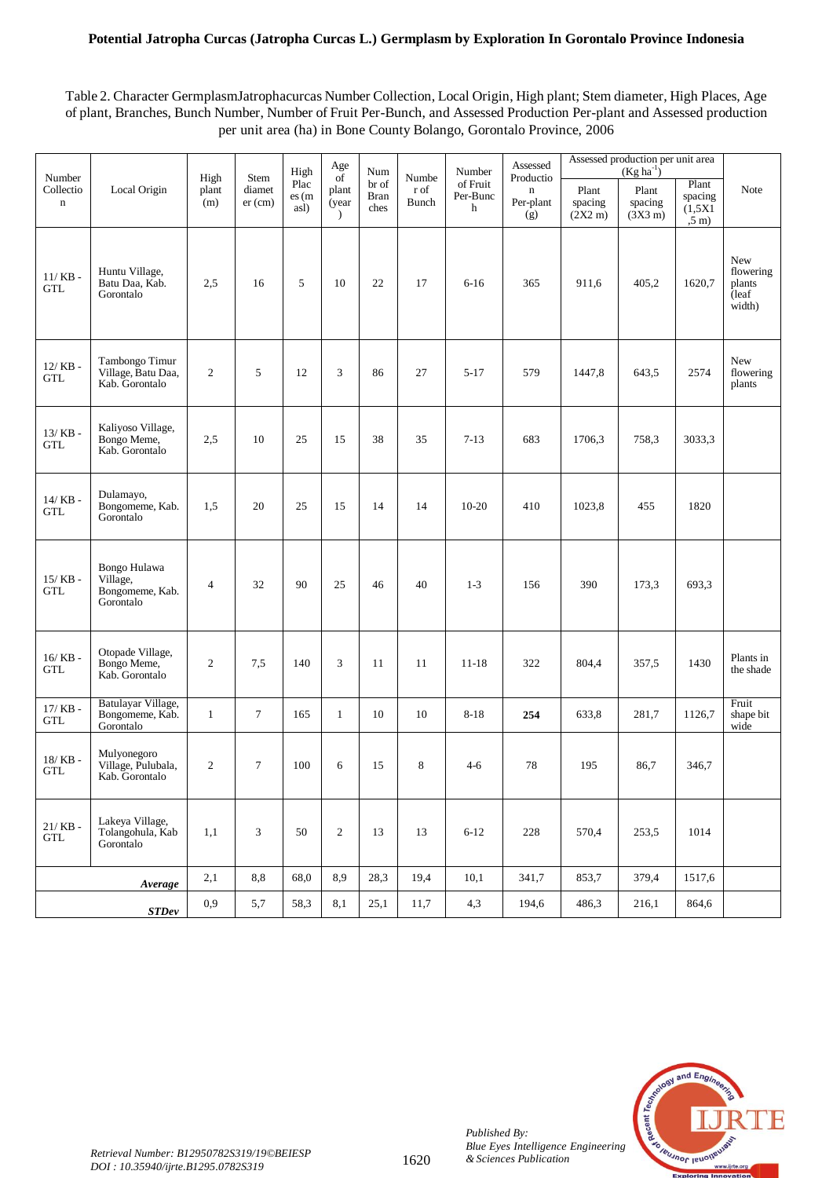Table 2. Character GermplasmJatrophacurcas Number Collection, Local Origin, High plant; Stem diameter, High Places, Age of plant, Branches, Bunch Number, Number of Fruit Per-Bunch, and Assessed Productio Per-plant and Assessed production per unit area (ha) in Bone County Bolango, Gorontalo Province, 2006

| Number Collection | Local Origin | High plant (m) | Stem diameter (cm) | High Places (m asl) | Age of plant (year) | Number of Branches | Number of Bunch | Number of Fruit Per-Bunch | Assessed Production Per-plant (g) | Assessed production per unit area (Kg ha$^{-1}$) | | | Note |
|---|---|---|---|---|---|---|---|---|---|---|---|---|---|
| | | | | | | | | | | Plant spacing (2X2 m) | Plant spacing (3X3 m) | Plant spacing (1,5X1,5 m) | |
| 11/ KB - GTL | Huntu Village, Batu Daa, Kab. Gorontalo | 2,5 | 16 | 5 | 10 | 22 | 17 | 6-16 | 365 | 911,6 | 405,2 | 1620,7 | New flowering plants (leaf width) |
| 12/ KB - GTL | Tambongo Timur Village, Batu Daa, Kab. Gorontalo | 2 | 5 | 12 | 3 | 86 | 27 | 5-17 | 579 | 1447,8 | 643,5 | 2574 | New flowering plants |
| 13/ KB - GTL | Kaliyoso Village, Bongo Meme, Kab. Gorontalo | 2,5 | 10 | 25 | 15 | 38 | 35 | 7-13 | 683 | 1706,3 | 758,3 | 3033,3 | |
| 14/ KB - GTL | Dulamayo, Bongomeme, Kab. Gorontalo | 1,5 | 20 | 25 | 15 | 14 | 14 | 10-20 | 410 | 1023,8 | 455 | 1820 | |
| 15/ KB - GTL | Bongo Hulawa Village, Bongomeme, Kab. Gorontalo | 4 | 32 | 90 | 25 | 46 | 40 | 1-3 | 156 | 390 | 173,3 | 693,3 | |
| 16/ KB - GTL | Otopade Village, Bongo Meme, Kab. Gorontalo | 2 | 7,5 | 140 | 3 | 11 | 11 | 11-18 | 322 | 804,4 | 357,5 | 1430 | Plants in the shade |
| 17/ KB - GTL | Batulayar Village, Bongomeme, Kab. Gorontalo | 1 | 7 | 165 | 1 | 10 | 10 | 8-18 | **254** | 633,8 | 281,7 | 1126,7 | Fruit shape bit wide |
| 18/ KB - GTL | Mulyonegoro Village, Pulubala, Kab. Gorontalo | 2 | 7 | 100 | 6 | 15 | 8 | 4-6 | 78 | 195 | 86,7 | 346,7 | |
| 21/ KB - GTL | Lakeya Village, Tolangohula, Kab Gorontalo | 1,1 | 3 | 50 | 2 | 13 | 13 | 6-12 | 228 | 570,4 | 253,5 | 1014 | |
| ***Average*** | | 2,1 | 8,8 | 68,0 | 8,9 | 28,3 | 19,4 | 10,1 | 341,7 | 853,7 | 379,4 | 1517,6 | |
| ***STDev*** | | 0,9 | 5,7 | 58,3 | 8,1 | 25,1 | 11,7 | 4,3 | 194,6 | 486,3 | 216,1 | 864,6 | |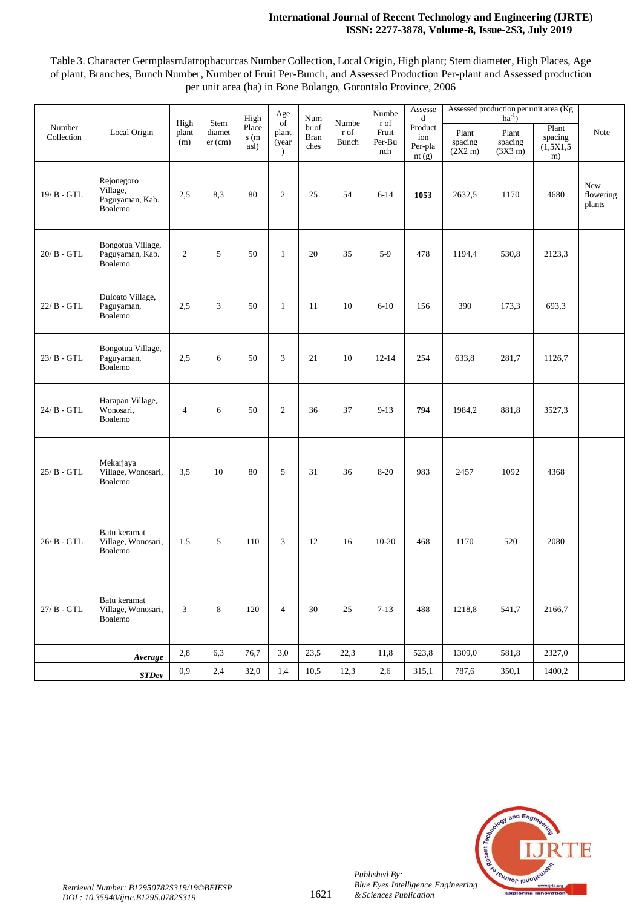Table 3. Character GermplasmJatrophacurcas Number Collection, Local Origin, High plant; Stem diameter, High Places, Age of plant, Branches, Bunch Number, Number of Fruit Per-Bunch, and Assessed Production Per-plant and Assessed production per unit area (ha) in Bone Bolango, Gorontalo Province, 2006

| Number Collection | Local Origin | High plant (m) | Stem diameter (cm) | High Places (m asl) | Age of plant (year) | Numbr of Branches | Number of Bunch | Number of Fruit Per-Bunch | Assessed Production Per-plant (g) | Assessed production per unit area (Kg $ha^{-1}$) | | | Note |
|---|---|---|---|---|---|---|---|---|---|---|---|---|---|
| | | | | | | | | | | Plant spacing (2X2 m) | Plant spacing (3X3 m) | Plant spacing (1,5X1,5 m) | |
| 19/ B - GTL | Rejonegoro Village, Paguyaman, Kab. Boalemo | 2,5 | 8,3 | 80 | 2 | 25 | 54 | 6-14 | **1053** | 2632,5 | 1170 | 4680 | New flowering plants |
| 20/ B - GTL | Bongotua Village, Paguyaman, Kab. Boalemo | 2 | 5 | 50 | 1 | 20 | 35 | 5-9 | 478 | 1194,4 | 530,8 | 2123,3 | |
| 22/ B - GTL | Duloato Village, Paguyaman, Boalemo | 2,5 | 3 | 50 | 1 | 11 | 10 | 6-10 | 156 | 390 | 173,3 | 693,3 | |
| 23/ B - GTL | Bongotua Village, Paguyaman, Boalemo | 2,5 | 6 | 50 | 3 | 21 | 10 | 12-14 | 254 | 633,8 | 281,7 | 1126,7 | |
| 24/ B - GTL | Harapan Village, Wonosari, Boalemo | 4 | 6 | 50 | 2 | 36 | 37 | 9-13 | **794** | 1984,2 | 881,8 | 3527,3 | |
| 25/ B - GTL | Mekarjaya Village, Wonosari, Boalemo | 3,5 | 10 | 80 | 5 | 31 | 36 | 8-20 | 983 | 2457 | 1092 | 4368 | |
| 26/ B - GTL | Batu keramat Village, Wonosari, Boalemo | 1,5 | 5 | 110 | 3 | 12 | 16 | 10-20 | 468 | 1170 | 520 | 2080 | |
| 27/ B - GTL | Batu keramat Village, Wonosari, Boalemo | 3 | 8 | 120 | 4 | 30 | 25 | 7-13 | 488 | 1218,8 | 541,7 | 2166,7 | |
| | ***Average*** | 2,8 | 6,3 | 76,7 | 3,0 | 23,5 | 22,3 | 11,8 | 523,8 | 1309,0 | 581,8 | 2327,0 | |
| | ***STDev*** | 0,9 | 2,4 | 32,0 | 1,4 | 10,5 | 12,3 | 2,6 | 315,1 | 787,6 | 350,1 | 1400,2 | |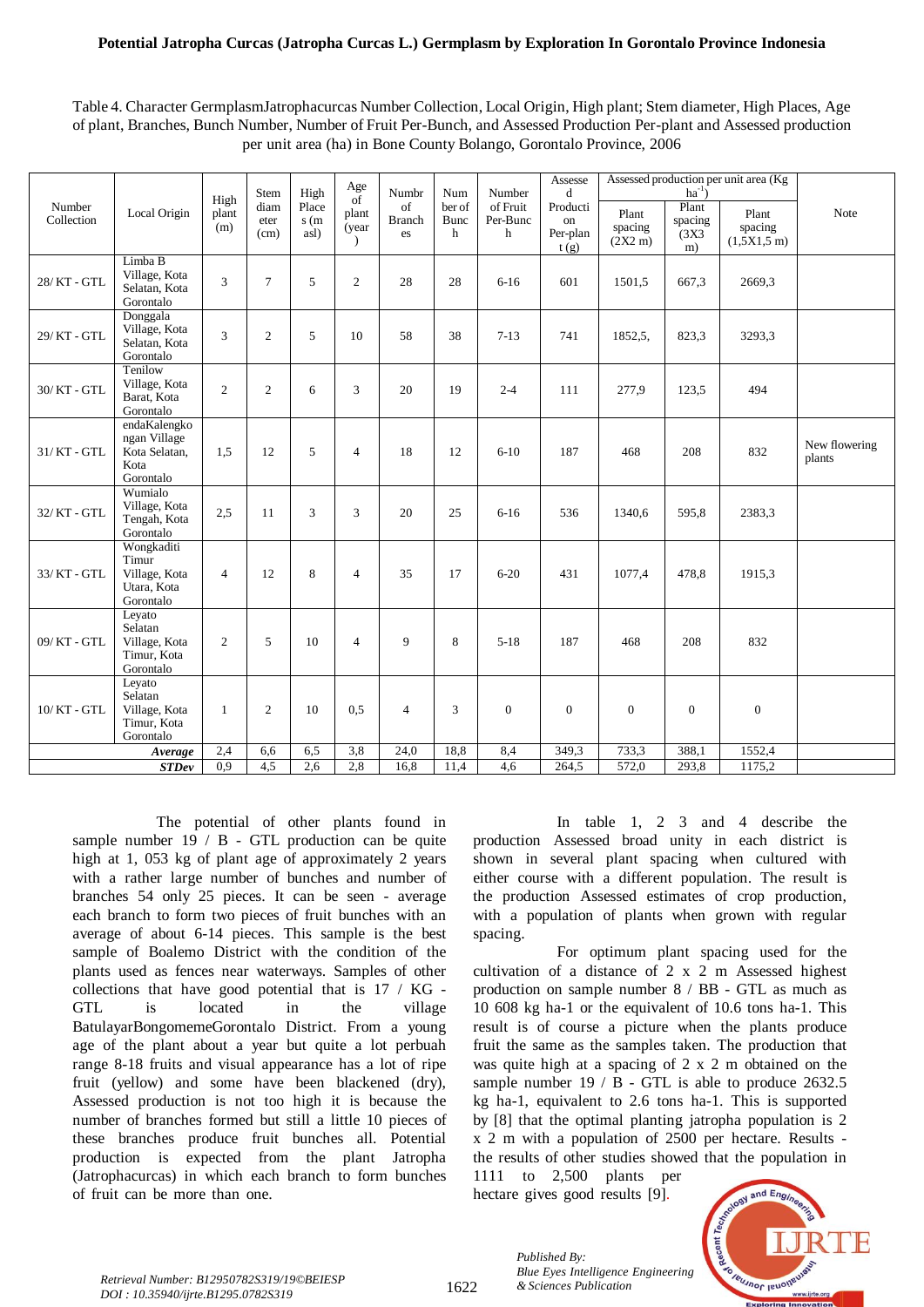Table 4. Character GermplasmJatrophacurcas Number Collection, Local Origin, High plant; Stem diameter, High Places, Age of plant, Branches, Bunch Number, Number of Fruit Per-Bunch, and Assessed Production Per-plant and Assessed production per unit area (ha) in Bone County Bolango, Gorontalo Province, 2006

| Number Collection | Local Origin | High plant (m) | Stem diameter (cm) | High Places (m asl) | Age of plant (year) | Number of Branches | Number of Bunch | Number of Fruit Per-Bunch | Assessed Production Per-plant (g) | Assessed production per unit area (Kg $ha^{-1}$) | | | Note |
|---|---|---|---|---|---|---|---|---|---|---|---|---|---|
| | | | | | | | | | | Plant spacing (2X2 m) | Plant spacing (3X3 m) | Plant spacing (1,5X1,5 m) | |
| 28/ KT - GTL | Limba B Village, Kota Selatan, Kota Gorontalo | 3 | 7 | 5 | 2 | 28 | 28 | 6-16 | 601 | 1501,5 | 667,3 | 2669,3 | |
| 29/ KT - GTL | Donggala Village, Kota Selatan, Kota Gorontalo | 3 | 2 | 5 | 10 | 58 | 38 | 7-13 | 741 | 1852,5, | 823,3 | 3293,3 | |
| 30/ KT - GTL | Tenilow Village, Kota Barat, Kota Gorontalo | 2 | 2 | 6 | 3 | 20 | 19 | 2-4 | 111 | 277,9 | 123,5 | 494 | |
| 31/ KT - GTL | endaKalengkongan Village Kota Selatan, Kota Gorontalo | 1,5 | 12 | 5 | 4 | 18 | 12 | 6-10 | 187 | 468 | 208 | 832 | New flowering plants |
| 32/ KT - GTL | Wumialo Village, Kota Tengah, Kota Gorontalo | 2,5 | 11 | 3 | 3 | 20 | 25 | 6-16 | 536 | 1340,6 | 595,8 | 2383,3 | |
| 33/ KT - GTL | Wongkaditi Timur Village, Kota Utara, Kota Gorontalo | 4 | 12 | 8 | 4 | 35 | 17 | 6-20 | 431 | 1077,4 | 478,8 | 1915,3 | |
| 09/ KT - GTL | Leyato Selatan Village, Kota Timur, Kota Gorontalo | 2 | 5 | 10 | 4 | 9 | 8 | 5-18 | 187 | 468 | 208 | 832 | |
| 10/ KT - GTL | Leyato Selatan Village, Kota Timur, Kota Gorontalo | 1 | 2 | 10 | 0,5 | 4 | 3 | 0 | 0 | 0 | 0 | 0 | |
| ***Average*** | | 2,4 | 6,6 | 6,5 | 3,8 | 24,0 | 18,8 | 8,4 | 349,3 | 733,3 | 388,1 | 1552,4 | |
| ***STDev*** | | 0,9 | 4,5 | 2,6 | 2,8 | 16,8 | 11,4 | 4,6 | 264,5 | 572,0 | 293,8 | 1175,2 | |

The potential of other plants found in sample number 19 / B - GTL production can be quite high at 1, 053 kg of plant age of approximately 2 years with a rather large number of bunches and number of branches 54 only 25 pieces. It can be seen - average each branch to form two pieces of fruit bunches with an average of about 6-14 pieces. This sample is the best sample of Boalemo District with the condition of the plants used as fences near waterways. Samples of other collections that have good potential that is 17 / KG - GTL is located in the village BatulayarBongomemeGorontalo District. From a young age of the plant about a year but quite a lot perbuah range 8-18 fruits and visual appearance has a lot of ripe fruit (yellow) and some have been blackened (dry), Assessed production is not too high it is because the number of branches formed but still a little 10 pieces of these branches produce fruit bunches all. Potential production is expected from the plant Jatropha (Jatrophacurcas) in which each branch to form bunches of fruit can be more than one.

In table 1, 2 3 and 4 describe the production Assessed broad unity in each district is shown in several plant spacing when cultured with either course with a different population. The result is the production Assessed estimates of crop production, with a population of plants when grown with regular spacing.

For optimum plant spacing used for the cultivation of a distance of 2 x 2 m Assessed highest production on sample number 8 / BB - GTL as much as 10 608 kg ha-1 or the equivalent of 10.6 tons ha-1. This result is of course a picture when the plants produce fruit the same as the samples taken. The production that was quite high at a spacing of 2 x 2 m obtained on the sample number 19 / B - GTL is able to produce 2632.5 kg ha-1, equivalent to 2.6 tons ha-1. This is supported by [8] that the optimal planting jatropha population is 2 x 2 m with a population of 2500 per hectare. Results - the results of other studies showed that the population in 1111 to 2,500 plants per hectare gives good results [9].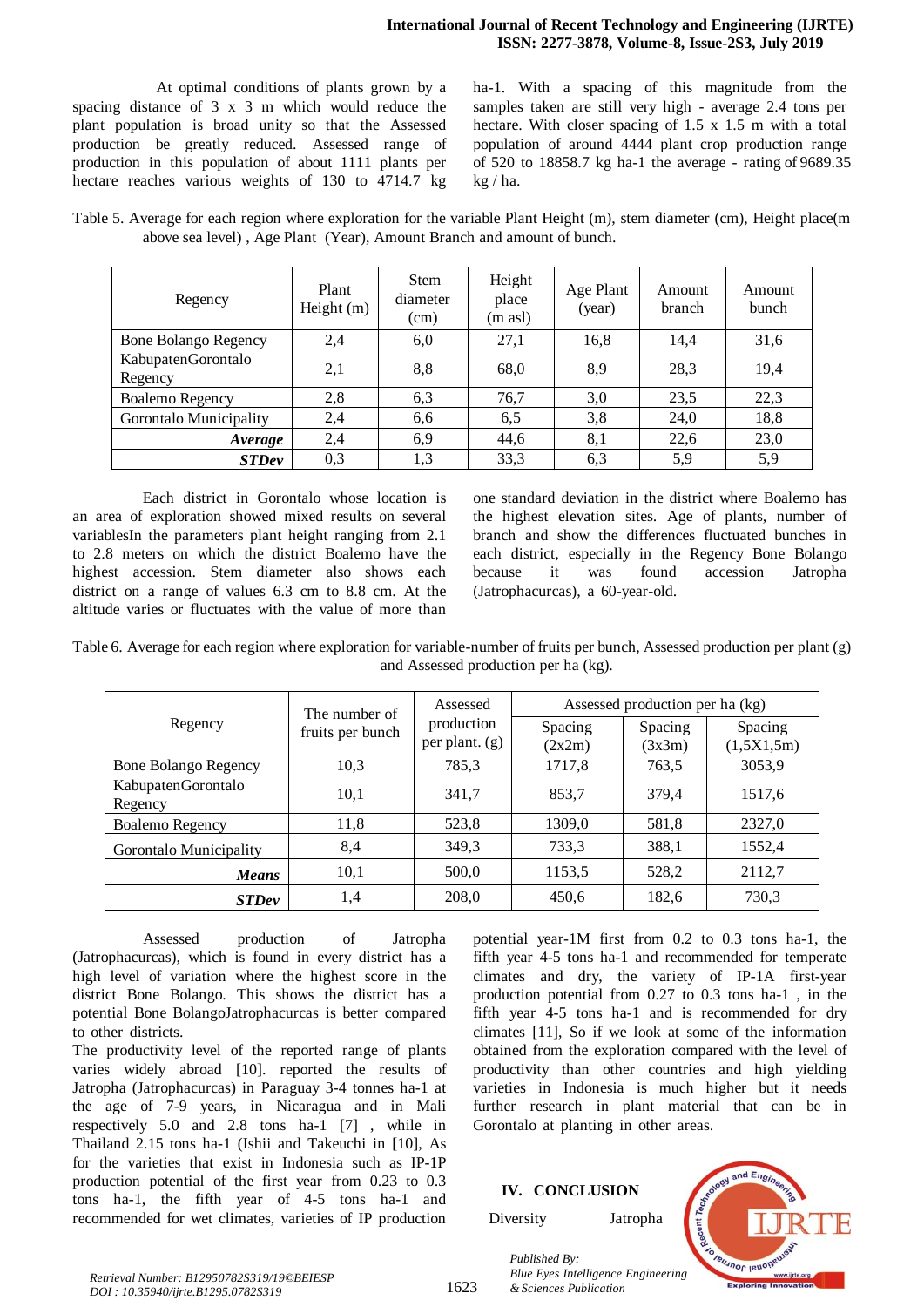At optimal conditions of plants grown by a spacing distance of 3 x 3 m which would reduce the plant population is broad unity so that the Assessed production be greatly reduced. Assessed range of production in this population of about 1111 plants per hectare reaches various weights of 130 to 4714.7 kg ha-1. With a spacing of this magnitude from the samples taken are still very high - average 2.4 tons per hectare. With closer spacing of 1.5 x 1.5 m with a total population of around 4444 plant crop production range of 520 to 18858.7 kg ha-1 the average - rating of 9689.35 kg / ha.

Table 5. Average for each region where exploration for the variable Plant Height (m), stem diameter (cm), Height place(m above sea level) , Age Plant (Year), Amount Branch and amount of bunch.

| Regency | Plant Height (m) | Stem diameter (cm) | Height place (m asl) | Age Plant (year) | Amount branch | Amount bunch |
|---|---|---|---|---|---|---|
| Bone Bolango Regency | 2,4 | 6,0 | 27,1 | 16,8 | 14,4 | 31,6 |
| KabupatenGorontalo Regency | 2,1 | 8,8 | 68,0 | 8,9 | 28,3 | 19,4 |
| Boalemo Regency | 2,8 | 6,3 | 76,7 | 3,0 | 23,5 | 22,3 |
| Gorontalo Municipality | 2,4 | 6,6 | 6,5 | 3,8 | 24,0 | 18,8 |
| ***Average*** | 2,4 | 6,9 | 44,6 | 8,1 | 22,6 | 23,0 |
| ***STDev*** | 0,3 | 1,3 | 33,3 | 6,3 | 5,9 | 5,9 |

Each district in Gorontalo whose location is an area of exploration showed mixed results on several variablesIn the parameters plant height ranging from 2.1 to 2.8 meters on which the district Boalemo have the highest accession. Stem diameter also shows each district on a range of values 6.3 cm to 8.8 cm. At the altitude varies or fluctuates with the value of more than one standard deviation in the district where Boalemo has the highest elevation sites. Age of plants, number of branch and show the differences fluctuated bunches in each district, especially in the Regency Bone Bolango because it was found accession Jatropha (Jatrophacurcas), a 60-year-old.

Table 6. Average for each region where exploration for variable-number of fruits per bunch, Assessed production per plant (g) and Assessed production per ha (kg).

| Regency | The number of fruits per bunch | Assessed production per plant. (g) | Assessed production per ha (kg) | | |
|---|---|---|---|---|---|
| | | | Spacing (2x2m) | Spacing (3x3m) | Spacing (1,5X1,5m) |
| Bone Bolango Regency | 10,3 | 785,3 | 1717,8 | 763,5 | 3053,9 |
| KabupatenGorontalo Regency | 10,1 | 341,7 | 853,7 | 379,4 | 1517,6 |
| Boalemo Regency | 11,8 | 523,8 | 1309,0 | 581,8 | 2327,0 |
| Gorontalo Municipality | 8,4 | 349,3 | 733,3 | 388,1 | 1552,4 |
| ***Means*** | 10,1 | 500,0 | 1153,5 | 528,2 | 2112,7 |
| ***STDev*** | 1,4 | 208,0 | 450,6 | 182,6 | 730,3 |

Assessed production of Jatropha (Jatrophacurcas), which is found in every district has a high level of variation where the highest score in the district Bone Bolango. This shows the district has a potential Bone BolangoJatrophacurcas is better compared to other districts.

The productivity level of the reported range of plants varies widely abroad [10]. reported the results of Jatropha (Jatrophacurcas) in Paraguay 3-4 tonnes ha-1 at the age of 7-9 years, in Nicaragua and in Mali respectively 5.0 and 2.8 tons ha-1 [7] , while in Thailand 2.15 tons ha-1 (Ishii and Takeuchi in [10], As for the varieties that exist in Indonesia such as IP-1P production potential of the first year from 0.23 to 0.3 tons ha-1, the fifth year of 4-5 tons ha-1 and recommended for wet climates, varieties of IP production potential year-1M first from 0.2 to 0.3 tons ha-1, the fifth year 4-5 tons ha-1 and recommended for temperate climates and dry, the variety of IP-1A first-year production potential from 0.27 to 0.3 tons ha-1 , in the fifth year 4-5 tons ha-1 and is recommended for dry climates [11], So if we look at some of the information obtained from the exploration compared with the level of productivity than other countries and high yielding varieties in Indonesia is much higher but it needs further research in plant material that can be in Gorontalo at planting in other areas.

## IV. CONCLUSION

Diversity Jatropha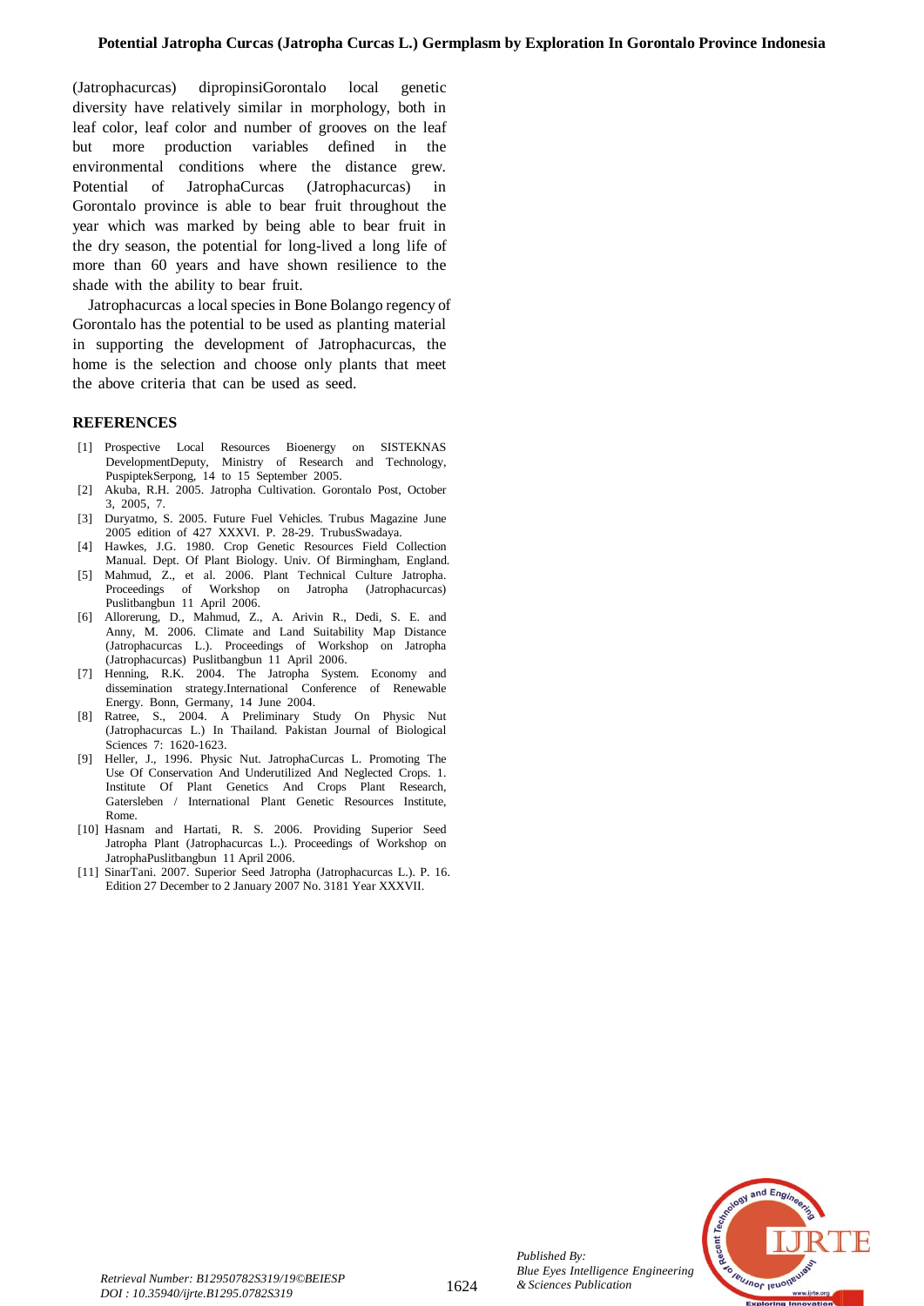(Jatrophacurcas) dipropinsiGorontalo local genetic diversity have relatively similar in morphology, both in leaf color, leaf color and number of grooves on the leaf but more production variables defined in the environmental conditions where the distance grew. Potential of JatrophaCurcas (Jatrophacurcas) in Gorontalo province is able to bear fruit throughout the year which was marked by being able to bear fruit in the dry season, the potential for long-lived a long life of more than 60 years and have shown resilience to the shade with the ability to bear fruit.

Jatrophacurcas a local species in Bone Bolango regency of Gorontalo has the potential to be used as planting material in supporting the development of Jatrophacurcas, the home is the selection and choose only plants that meet the above criteria that can be used as seed.

## REFERENCES

1. Prospective Local Resources Bioenergy on SISTEKNAS DevelopmentDeputy, Ministry of Research and Technology, PuspiptekSerpong, 14 to 15 September 2005.
2. Akuba, R.H. 2005. Jatropha Cultivation. Gorontalo Post, October 3, 2005, 7.
3. Duryatmo, S. 2005. Future Fuel Vehicles. Trubus Magazine June 2005 edition of 427 XXXVI. P. 28-29. TrubusSwadaya.
4. Hawkes, J.G. 1980. Crop Genetic Resources Field Collection Manual. Dept. Of Plant Biology. Univ. Of Birmingham, England.
5. Mahmud, Z., et al. 2006. Plant Technical Culture Jatropha. Proceedings of Workshop on Jatropha (Jatrophacurcas) Puslitbangbun 11 April 2006.
6. Allorerung, D., Mahmud, Z., A. Arivin R., Dedi, S. E. and Anny, M. 2006. Climate and Land Suitability Map Distance (Jatrophacurcas L.). Proceedings of Workshop on Jatropha (Jatrophacurcas) Puslitbangbun 11 April 2006.
7. Henning, R.K. 2004. The Jatropha System. Economy and dissemination strategy.International Conference of Renewable Energy. Bonn, Germany, 14 June 2004.
8. Ratree, S., 2004. A Preliminary Study On Physic Nut (Jatrophacurcas L.) In Thailand. Pakistan Journal of Biological Sciences 7: 1620-1623.
9. Heller, J., 1996. Physic Nut. JatrophaCurcas L. Promoting The Use Of Conservation And Underutilized And Neglected Crops. 1. Institute Of Plant Genetics And Crops Plant Research, Gatersleben / International Plant Genetic Resources Institute, Rome.
10. Hasnam and Hartati, R. S. 2006. Providing Superior Seed Jatropha Plant (Jatrophacurcas L.). Proceedings of Workshop on JatrophaPuslitbangbun 11 April 2006.
11. SinarTani. 2007. Superior Seed Jatropha (Jatrophacurcas L.). P. 16. Edition 27 December to 2 January 2007 No. 3181 Year XXXVII.